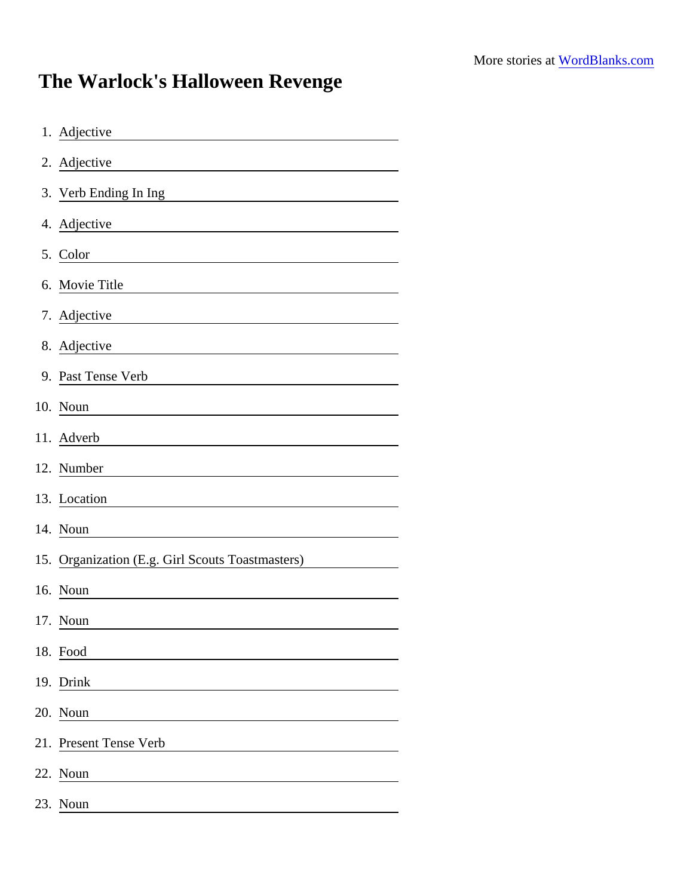More stories at WordBlanks.com

# The Warlock's Halloween Revenge

1. Adjective ______________________
2. Adjective ______________________
3. Verb Ending In Ing ______________________
4. Adjective ______________________
5. Color ______________________
6. Movie Title ______________________
7. Adjective ______________________
8. Adjective ______________________
9. Past Tense Verb ______________________
10. Noun ______________________
11. Adverb ______________________
12. Number ______________________
13. Location ______________________
14. Noun ______________________
15. Organization (E.g. Girl Scouts Toastmasters) ______________________
16. Noun ______________________
17. Noun ______________________
18. Food ______________________
19. Drink ______________________
20. Noun ______________________
21. Present Tense Verb ______________________
22. Noun ______________________
23. Noun ______________________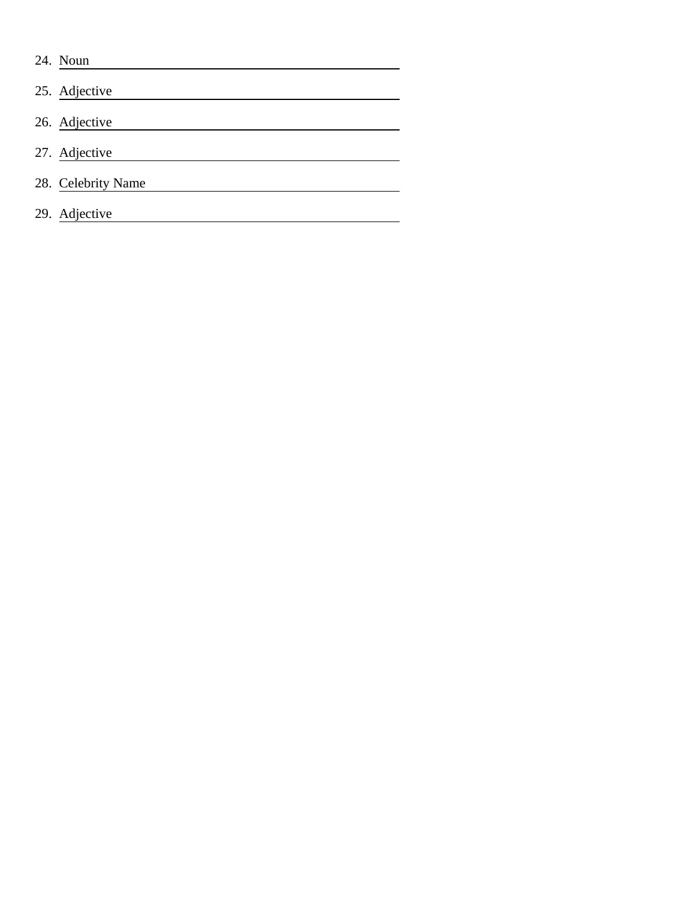24. Noun \_\_\_\_\_\_\_\_\_\_\_\_\_\_\_\_\_\_\_\_\_\_\_\_\_\_\_\_\_\_\_\_\_\_\_\_\_\_\_\_

25. Adjective \_\_\_\_\_\_\_\_\_\_\_\_\_\_\_\_\_\_\_\_\_\_\_\_\_\_\_\_\_\_\_\_\_\_\_\_\_\_\_\_

26. Adjective \_\_\_\_\_\_\_\_\_\_\_\_\_\_\_\_\_\_\_\_\_\_\_\_\_\_\_\_\_\_\_\_\_\_\_\_\_\_\_\_

27. Adjective \_\_\_\_\_\_\_\_\_\_\_\_\_\_\_\_\_\_\_\_\_\_\_\_\_\_\_\_\_\_\_\_\_\_\_\_\_\_\_\_

28. Celebrity Name \_\_\_\_\_\_\_\_\_\_\_\_\_\_\_\_\_\_\_\_\_\_\_\_\_\_\_\_\_\_\_\_\_\_\_\_\_\_\_\_

29. Adjective \_\_\_\_\_\_\_\_\_\_\_\_\_\_\_\_\_\_\_\_\_\_\_\_\_\_\_\_\_\_\_\_\_\_\_\_\_\_\_\_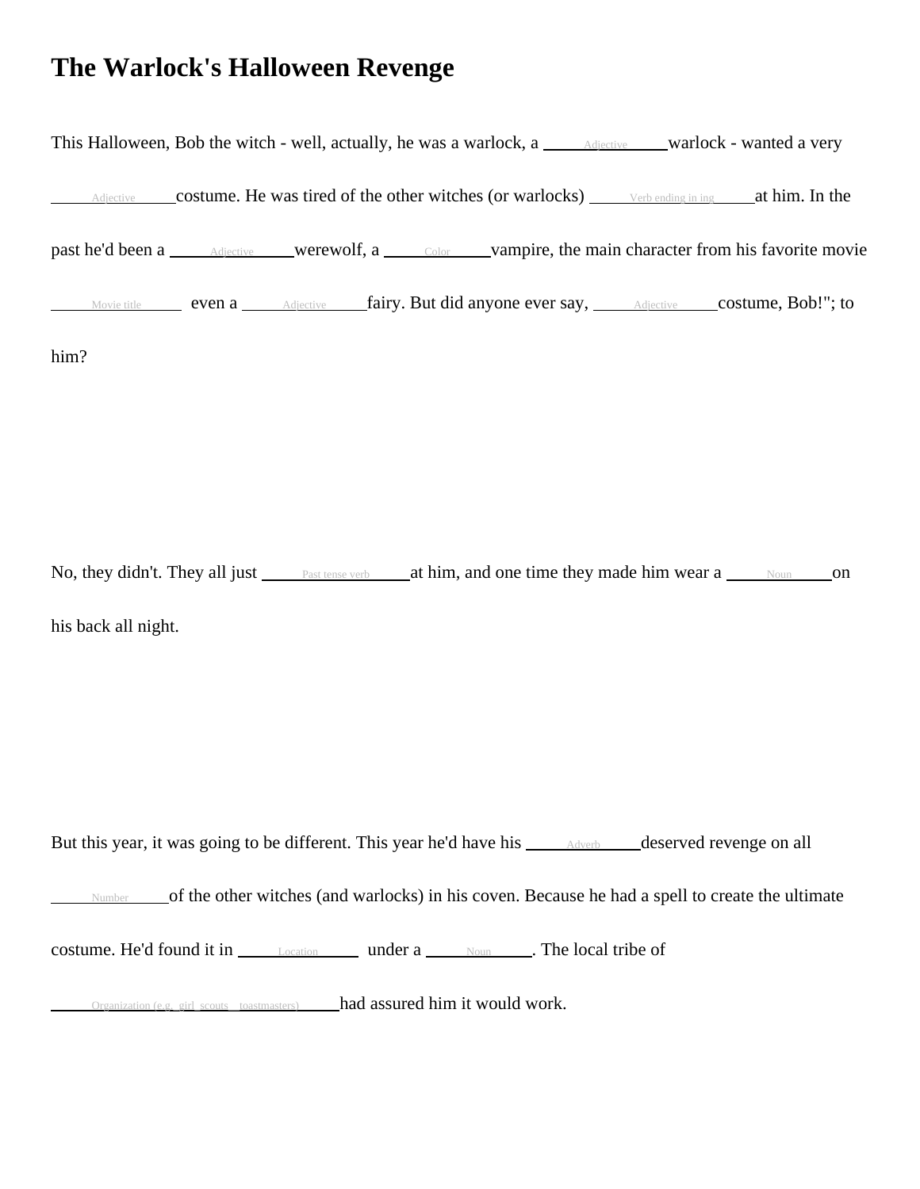# The Warlock's Halloween Revenge

This Halloween, Bob the witch - well, actually, he was a warlock, a ______Adjective______ warlock - wanted a very ______Adjective______ costume. He was tired of the other witches (or warlocks) ______Verb ending in ing______ at him. In the past he'd been a ______Adjective______ werewolf, a ______Color______ vampire, the main character from his favorite movie ______Movie title______ even a ______Adjective______ fairy. But did anyone ever say, ______Adjective______ costume, Bob!"; to him?

No, they didn't. They all just ______Past tense verb______ at him, and one time they made him wear a ______Noun______ on his back all night.

But this year, it was going to be different. This year he'd have his ______Adverb______ deserved revenge on all ______Number______ of the other witches (and warlocks) in his coven. Because he had a spell to create the ultimate costume. He'd found it in ______Location______ under a ______Noun______. The local tribe of ______Organization (e.g. girl scouts, toastmasters)______ had assured him it would work.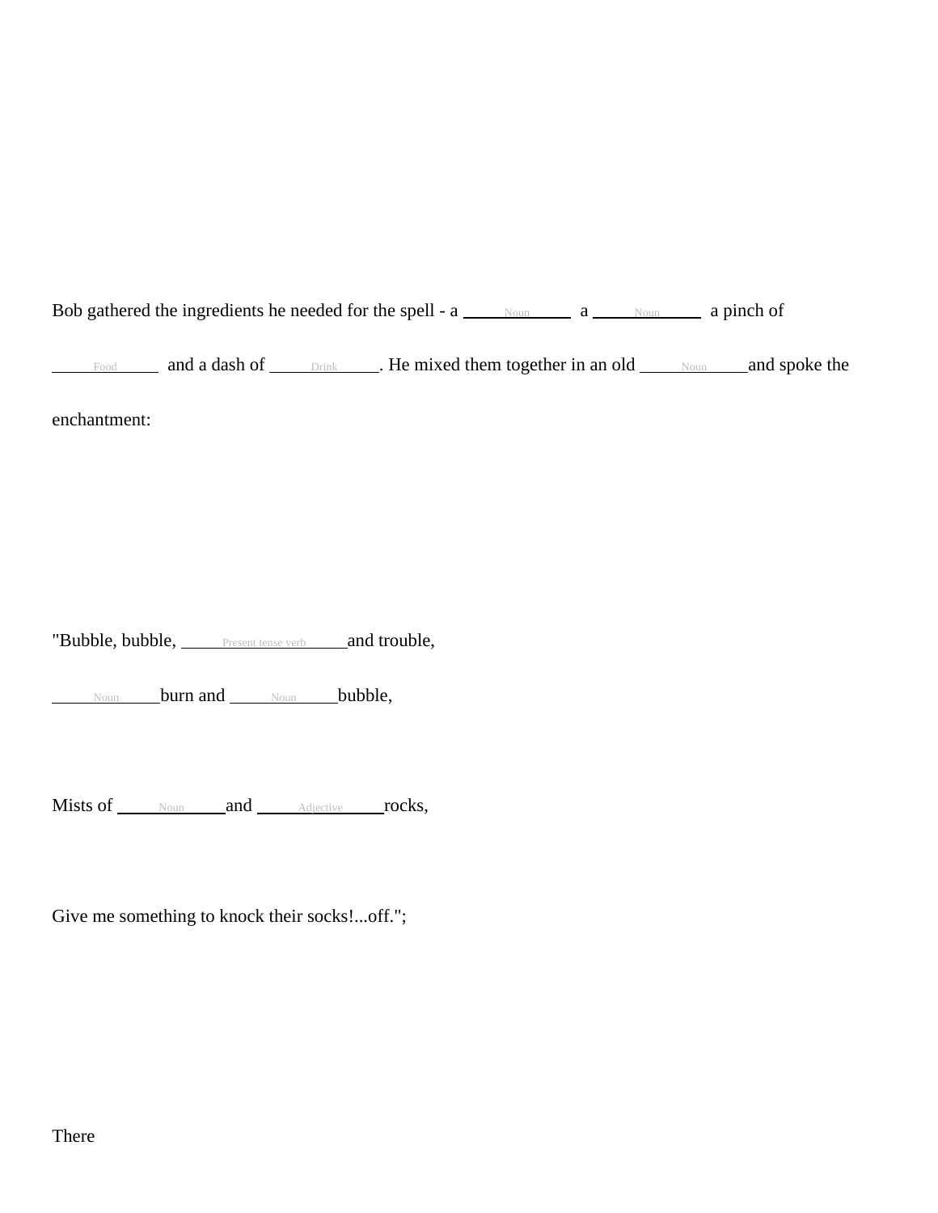Bob gathered the ingredients he needed for the spell - a ____Noun____ a ____Noun____ a pinch of ____Food____ and a dash of ____Drink____. He mixed them together in an old ____Noun____and spoke the enchantment:

"Bubble, bubble, ____Present tense verb____and trouble,

____Noun____burn and ____Noun____bubble,

Mists of ____Noun____and ____Adjective____rocks,

Give me something to knock their socks!...off.";

There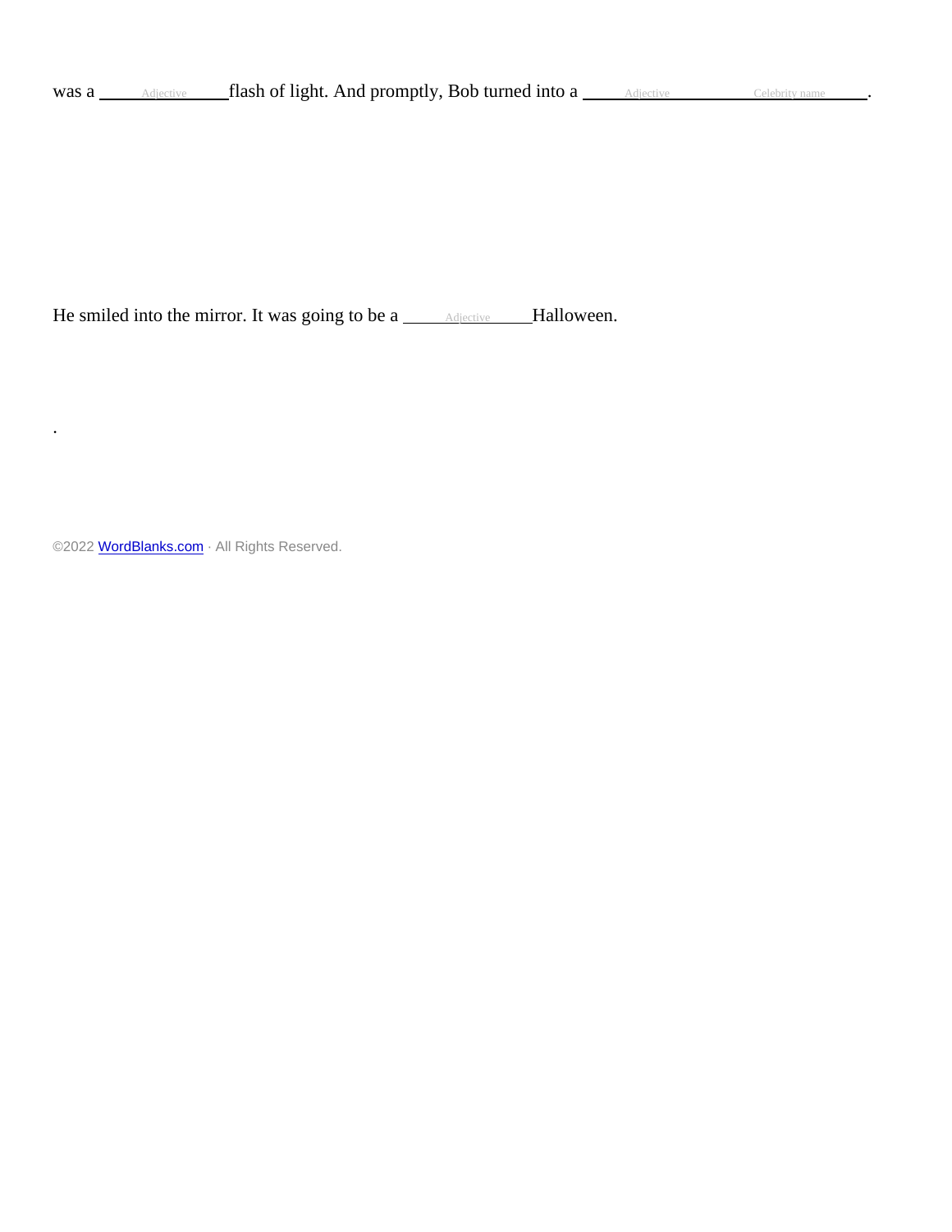was a ______Adjective______ flash of light. And promptly, Bob turned into a ______Adjective______ ______Celebrity name______.

He smiled into the mirror. It was going to be a ______Adjective______ Halloween.

.

©2022 [WordBlanks.com](https://www.wordblanks.com) · All Rights Reserved.